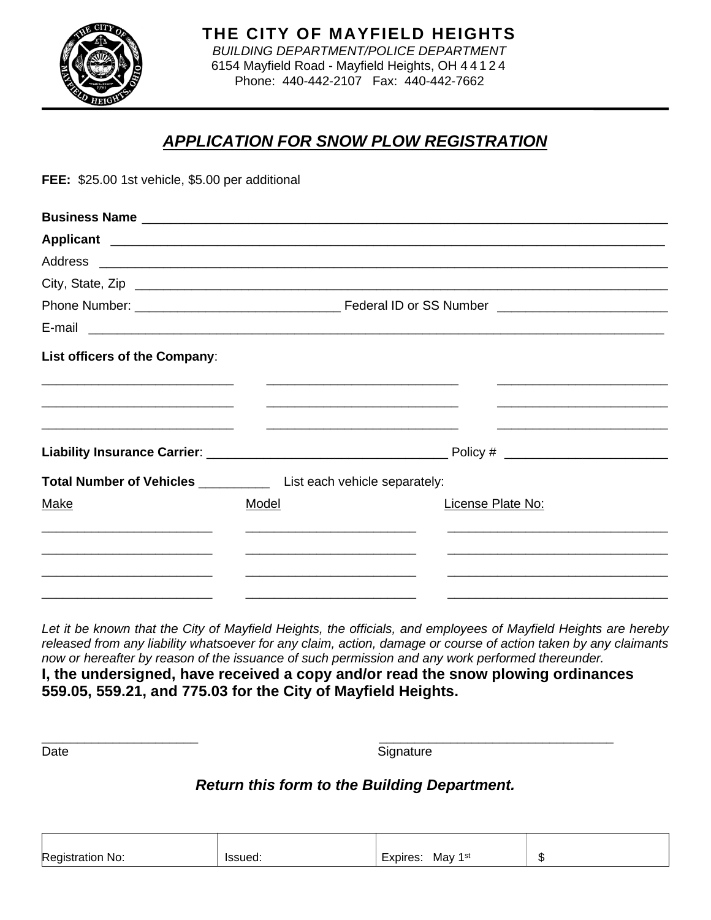# THE CITY OF MAYFIELD HEIGHTS

*BUILDING DEPARTMENT/POLICE DEPARTMENT*
6154 Mayfield Road - Mayfield Heights, OH 44124
Phone: 440-442-2107 Fax: 440-442-7662

## ***APPLICATION FOR SNOW PLOW REGISTRATION***

**FEE:** $25.00 1st vehicle, $5.00 per additional

**Business Name** ___________________________________________

**Applicant** ___________________________________________

Address ___________________________________________

City, State, Zip ___________________________________________

Phone Number: ______________________ Federal ID or SS Number ______________________

E-mail ___________________________________________

**List officers of the Company**:

______________________ ______________________ ______________________

______________________ ______________________ ______________________

______________________ ______________________ ______________________

**Liability Insurance Carrier**: ______________________ Policy # ______________________

**Total Number of Vehicles** __________ List each vehicle separately:

| Make | Model | License Plate No: |
| --- | --- | --- |
| | | |
| | | |
| | | |
| | | |

*Let it be known that the City of Mayfield Heights, the officials, and employees of Mayfield Heights are hereby released from any liability whatsoever for any claim, action, damage or course of action taken by any claimants now or hereafter by reason of the issuance of such permission and any work performed thereunder.*

**I, the undersigned, have received a copy and/or read the snow plowing ordinances 559.05, 559.21, and 775.03 for the City of Mayfield Heights.**

______________________ ______________________
Date Signature

***Return this form to the Building Department.***

| Registration No: | Issued: | Expires: May 1st | $ |
| --- | --- | --- | --- |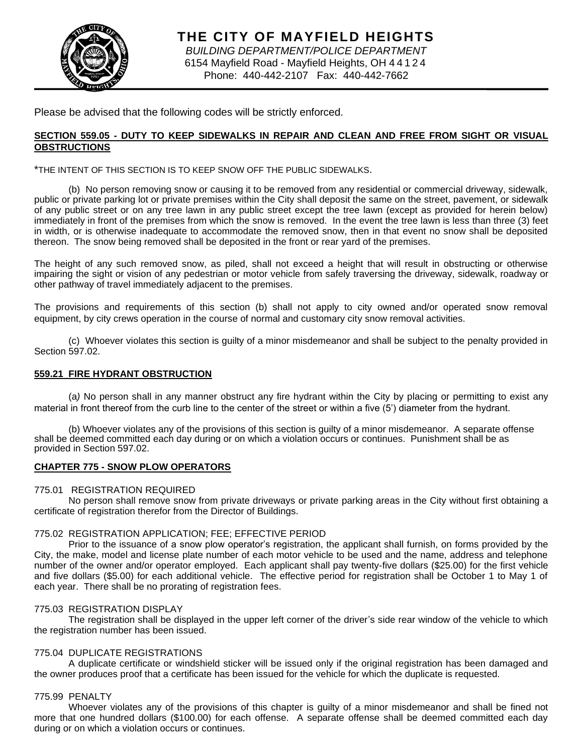# THE CITY OF MAYFIELD HEIGHTS

*BUILDING DEPARTMENT/POLICE DEPARTMENT*
6154 Mayfield Road - Mayfield Heights, OH 44124
Phone: 440-442-2107 Fax: 440-442-7662

Please be advised that the following codes will be strictly enforced.

**SECTION 559.05 - DUTY TO KEEP SIDEWALKS IN REPAIR AND CLEAN AND FREE FROM SIGHT OR VISUAL OBSTRUCTIONS**

*THE INTENT OF THIS SECTION IS TO KEEP SNOW OFF THE PUBLIC SIDEWALKS.

(b) No person removing snow or causing it to be removed from any residential or commercial driveway, sidewalk, public or private parking lot or private premises within the City shall deposit the same on the street, pavement, or sidewalk of any public street or on any tree lawn in any public street except the tree lawn (except as provided for herein below) immediately in front of the premises from which the snow is removed. In the event the tree lawn is less than three (3) feet in width, or is otherwise inadequate to accommodate the removed snow, then in that event no snow shall be deposited thereon. The snow being removed shall be deposited in the front or rear yard of the premises.

The height of any such removed snow, as piled, shall not exceed a height that will result in obstructing or otherwise impairing the sight or vision of any pedestrian or motor vehicle from safely traversing the driveway, sidewalk, roadway or other pathway of travel immediately adjacent to the premises.

The provisions and requirements of this section (b) shall not apply to city owned and/or operated snow removal equipment, by city crews operation in the course of normal and customary city snow removal activities.

(c) Whoever violates this section is guilty of a minor misdemeanor and shall be subject to the penalty provided in Section 597.02.

**559.21 FIRE HYDRANT OBSTRUCTION**

(a) No person shall in any manner obstruct any fire hydrant within the City by placing or permitting to exist any material in front thereof from the curb line to the center of the street or within a five (5') diameter from the hydrant.

(b) Whoever violates any of the provisions of this section is guilty of a minor misdemeanor. A separate offense shall be deemed committed each day during or on which a violation occurs or continues. Punishment shall be as provided in Section 597.02.

**CHAPTER 775 - SNOW PLOW OPERATORS**

775.01 REGISTRATION REQUIRED

No person shall remove snow from private driveways or private parking areas in the City without first obtaining a certificate of registration therefor from the Director of Buildings.

775.02 REGISTRATION APPLICATION; FEE; EFFECTIVE PERIOD

Prior to the issuance of a snow plow operator's registration, the applicant shall furnish, on forms provided by the City, the make, model and license plate number of each motor vehicle to be used and the name, address and telephone number of the owner and/or operator employed. Each applicant shall pay twenty-five dollars ($25.00) for the first vehicle and five dollars ($5.00) for each additional vehicle. The effective period for registration shall be October 1 to May 1 of each year. There shall be no prorating of registration fees.

775.03 REGISTRATION DISPLAY

The registration shall be displayed in the upper left corner of the driver's side rear window of the vehicle to which the registration number has been issued.

775.04 DUPLICATE REGISTRATIONS

A duplicate certificate or windshield sticker will be issued only if the original registration has been damaged and the owner produces proof that a certificate has been issued for the vehicle for which the duplicate is requested.

775.99 PENALTY

Whoever violates any of the provisions of this chapter is guilty of a minor misdemeanor and shall be fined not more that one hundred dollars ($100.00) for each offense. A separate offense shall be deemed committed each day during or on which a violation occurs or continues.